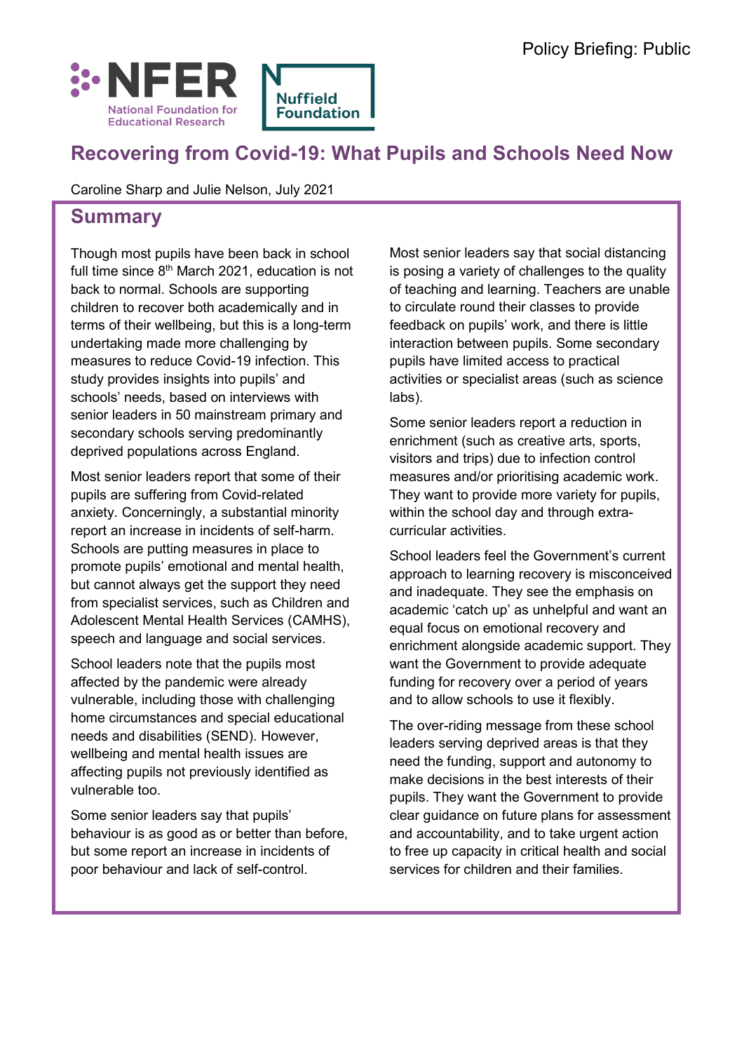Policy Briefing: Public

NFER National Foundation for Educational Research

Nuffield Foundation

# Recovering from Covid-19: What Pupils and Schools Need Now

Caroline Sharp and Julie Nelson, July 2021

## Summary

Though most pupils have been back in school full time since 8th March 2021, education is not back to normal. Schools are supporting children to recover both academically and in terms of their wellbeing, but this is a long-term undertaking made more challenging by measures to reduce Covid-19 infection. This study provides insights into pupils' and schools' needs, based on interviews with senior leaders in 50 mainstream primary and secondary schools serving predominantly deprived populations across England.

Most senior leaders report that some of their pupils are suffering from Covid-related anxiety. Concerningly, a substantial minority report an increase in incidents of self-harm. Schools are putting measures in place to promote pupils' emotional and mental health, but cannot always get the support they need from specialist services, such as Children and Adolescent Mental Health Services (CAMHS), speech and language and social services.

School leaders note that the pupils most affected by the pandemic were already vulnerable, including those with challenging home circumstances and special educational needs and disabilities (SEND). However, wellbeing and mental health issues are affecting pupils not previously identified as vulnerable too.

Some senior leaders say that pupils' behaviour is as good as or better than before, but some report an increase in incidents of poor behaviour and lack of self-control.

Most senior leaders say that social distancing is posing a variety of challenges to the quality of teaching and learning. Teachers are unable to circulate round their classes to provide feedback on pupils' work, and there is little interaction between pupils. Some secondary pupils have limited access to practical activities or specialist areas (such as science labs).

Some senior leaders report a reduction in enrichment (such as creative arts, sports, visitors and trips) due to infection control measures and/or prioritising academic work. They want to provide more variety for pupils, within the school day and through extra-curricular activities.

School leaders feel the Government's current approach to learning recovery is misconceived and inadequate. They see the emphasis on academic 'catch up' as unhelpful and want an equal focus on emotional recovery and enrichment alongside academic support. They want the Government to provide adequate funding for recovery over a period of years and to allow schools to use it flexibly.

The over-riding message from these school leaders serving deprived areas is that they need the funding, support and autonomy to make decisions in the best interests of their pupils. They want the Government to provide clear guidance on future plans for assessment and accountability, and to take urgent action to free up capacity in critical health and social services for children and their families.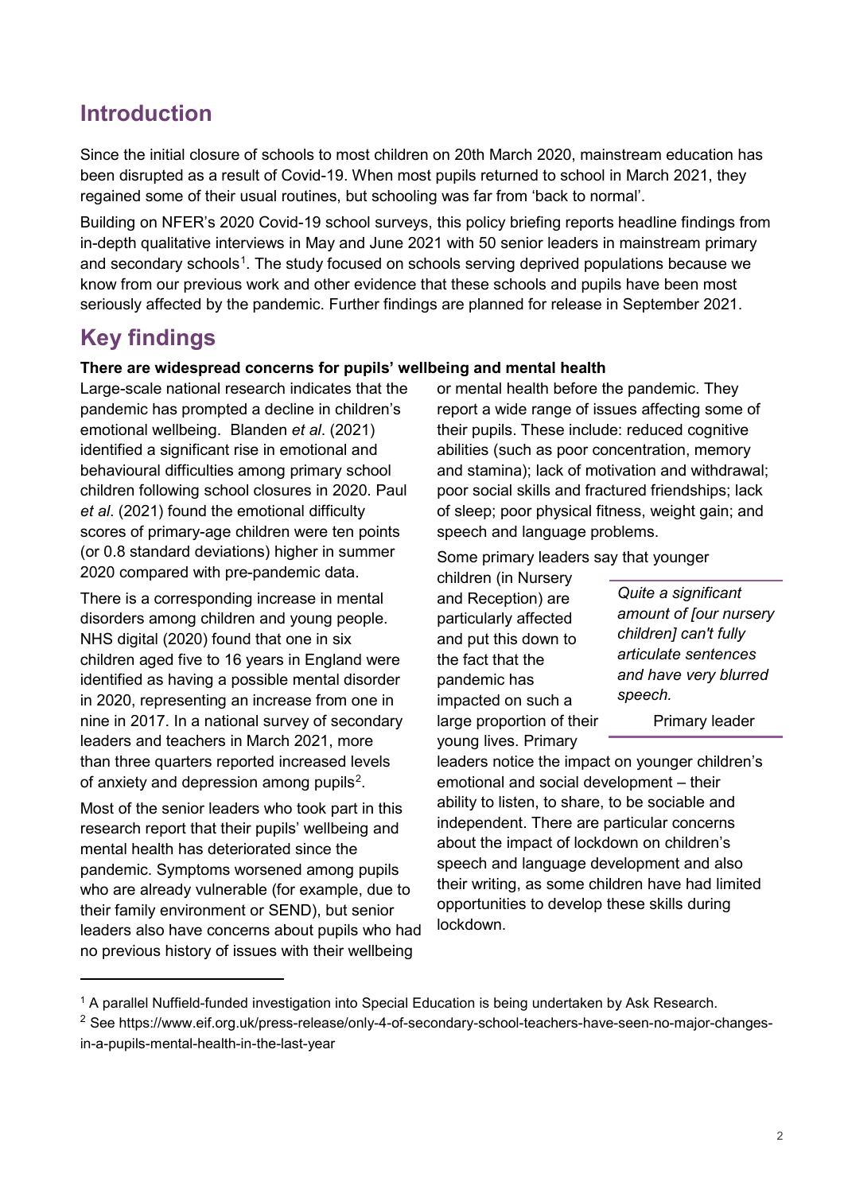## Introduction

Since the initial closure of schools to most children on 20th March 2020, mainstream education has been disrupted as a result of Covid-19. When most pupils returned to school in March 2021, they regained some of their usual routines, but schooling was far from 'back to normal'.

Building on NFER's 2020 Covid-19 school surveys, this policy briefing reports headline findings from in-depth qualitative interviews in May and June 2021 with 50 senior leaders in mainstream primary and secondary schools[1]. The study focused on schools serving deprived populations because we know from our previous work and other evidence that these schools and pupils have been most seriously affected by the pandemic. Further findings are planned for release in September 2021.

## Key findings

**There are widespread concerns for pupils' wellbeing and mental health**

Large-scale national research indicates that the pandemic has prompted a decline in children's emotional wellbeing. Blanden *et al*. (2021) identified a significant rise in emotional and behavioural difficulties among primary school children following school closures in 2020. Paul *et al*. (2021) found the emotional difficulty scores of primary-age children were ten points (or 0.8 standard deviations) higher in summer 2020 compared with pre-pandemic data.

There is a corresponding increase in mental disorders among children and young people. NHS digital (2020) found that one in six children aged five to 16 years in England were identified as having a possible mental disorder in 2020, representing an increase from one in nine in 2017. In a national survey of secondary leaders and teachers in March 2021, more than three quarters reported increased levels of anxiety and depression among pupils[2].

Most of the senior leaders who took part in this research report that their pupils' wellbeing and mental health has deteriorated since the pandemic. Symptoms worsened among pupils who are already vulnerable (for example, due to their family environment or SEND), but senior leaders also have concerns about pupils who had no previous history of issues with their wellbeing or mental health before the pandemic. They report a wide range of issues affecting some of their pupils. These include: reduced cognitive abilities (such as poor concentration, memory and stamina); lack of motivation and withdrawal; poor social skills and fractured friendships; lack of sleep; poor physical fitness, weight gain; and speech and language problems.

Some primary leaders say that younger children (in Nursery and Reception) are particularly affected and put this down to the fact that the pandemic has impacted on such a large proportion of their young lives. Primary leaders notice the impact on younger children's emotional and social development – their ability to listen, to share, to be sociable and independent. There are particular concerns about the impact of lockdown on children's speech and language development and also their writing, as some children have had limited opportunities to develop these skills during lockdown.

> *Quite a significant amount of [our nursery children] can't fully articulate sentences and have very blurred speech.*
>
> Primary leader

---

[1] A parallel Nuffield-funded investigation into Special Education is being undertaken by Ask Research.

[2] See https://www.eif.org.uk/press-release/only-4-of-secondary-school-teachers-have-seen-no-major-changes-in-a-pupils-mental-health-in-the-last-year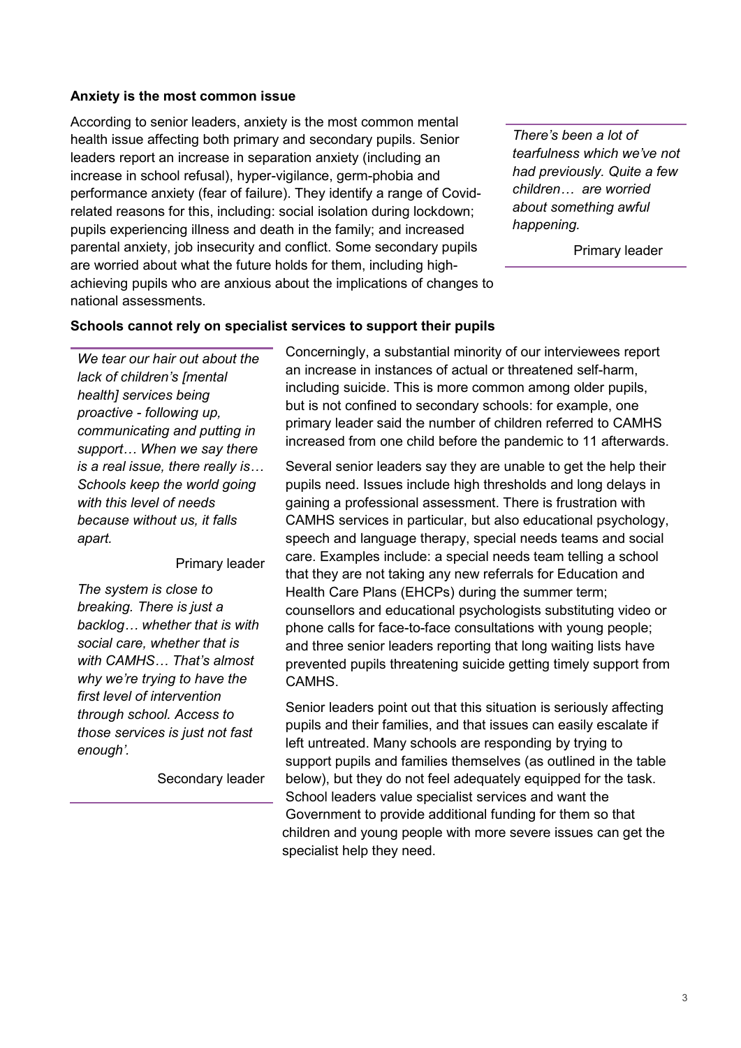**Anxiety is the most common issue**

According to senior leaders, anxiety is the most common mental health issue affecting both primary and secondary pupils. Senior leaders report an increase in separation anxiety (including an increase in school refusal), hyper-vigilance, germ-phobia and performance anxiety (fear of failure). They identify a range of Covid-related reasons for this, including: social isolation during lockdown; pupils experiencing illness and death in the family; and increased parental anxiety, job insecurity and conflict. Some secondary pupils are worried about what the future holds for them, including high-achieving pupils who are anxious about the implications of changes to national assessments.

> *There's been a lot of tearfulness which we've not had previously. Quite a few children… are worried about something awful happening.*
>
> Primary leader

**Schools cannot rely on specialist services to support their pupils**

> *We tear our hair out about the lack of children's [mental health] services being proactive - following up, communicating and putting in support… When we say there is a real issue, there really is… Schools keep the world going with this level of needs because without us, it falls apart.*
>
> Primary leader

> *The system is close to breaking. There is just a backlog… whether that is with social care, whether that is with CAMHS… That's almost why we're trying to have the first level of intervention through school. Access to those services is just not fast enough'.*
>
> Secondary leader

Concerningly, a substantial minority of our interviewees report an increase in instances of actual or threatened self-harm, including suicide. This is more common among older pupils, but is not confined to secondary schools: for example, one primary leader said the number of children referred to CAMHS increased from one child before the pandemic to 11 afterwards.

Several senior leaders say they are unable to get the help their pupils need. Issues include high thresholds and long delays in gaining a professional assessment. There is frustration with CAMHS services in particular, but also educational psychology, speech and language therapy, special needs teams and social care. Examples include: a special needs team telling a school that they are not taking any new referrals for Education and Health Care Plans (EHCPs) during the summer term; counsellors and educational psychologists substituting video or phone calls for face-to-face consultations with young people; and three senior leaders reporting that long waiting lists have prevented pupils threatening suicide getting timely support from CAMHS.

Senior leaders point out that this situation is seriously affecting pupils and their families, and that issues can easily escalate if left untreated. Many schools are responding by trying to support pupils and families themselves (as outlined in the table below), but they do not feel adequately equipped for the task. School leaders value specialist services and want the Government to provide additional funding for them so that children and young people with more severe issues can get the specialist help they need.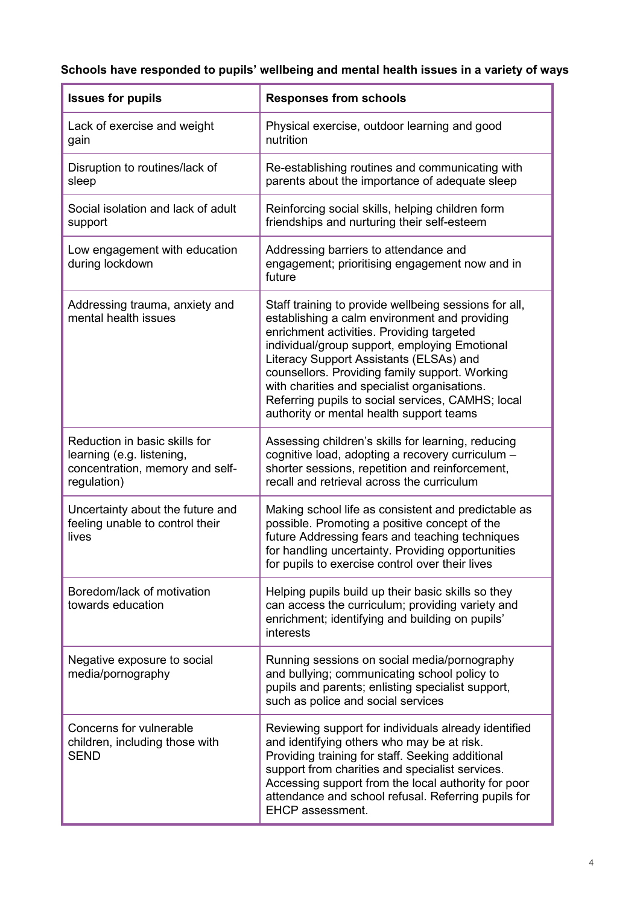**Schools have responded to pupils' wellbeing and mental health issues in a variety of ways**

| Issues for pupils | Responses from schools |
| --- | --- |
| Lack of exercise and weight gain | Physical exercise, outdoor learning and good nutrition |
| Disruption to routines/lack of sleep | Re-establishing routines and communicating with parents about the importance of adequate sleep |
| Social isolation and lack of adult support | Reinforcing social skills, helping children form friendships and nurturing their self-esteem |
| Low engagement with education during lockdown | Addressing barriers to attendance and engagement; prioritising engagement now and in future |
| Addressing trauma, anxiety and mental health issues | Staff training to provide wellbeing sessions for all, establishing a calm environment and providing enrichment activities. Providing targeted individual/group support, employing Emotional Literacy Support Assistants (ELSAs) and counsellors. Providing family support. Working with charities and specialist organisations. Referring pupils to social services, CAMHS; local authority or mental health support teams |
| Reduction in basic skills for learning (e.g. listening, concentration, memory and self-regulation) | Assessing children's skills for learning, reducing cognitive load, adopting a recovery curriculum – shorter sessions, repetition and reinforcement, recall and retrieval across the curriculum |
| Uncertainty about the future and feeling unable to control their lives | Making school life as consistent and predictable as possible. Promoting a positive concept of the future Addressing fears and teaching techniques for handling uncertainty. Providing opportunities for pupils to exercise control over their lives |
| Boredom/lack of motivation towards education | Helping pupils build up their basic skills so they can access the curriculum; providing variety and enrichment; identifying and building on pupils' interests |
| Negative exposure to social media/pornography | Running sessions on social media/pornography and bullying; communicating school policy to pupils and parents; enlisting specialist support, such as police and social services |
| Concerns for vulnerable children, including those with SEND | Reviewing support for individuals already identified and identifying others who may be at risk. Providing training for staff. Seeking additional support from charities and specialist services. Accessing support from the local authority for poor attendance and school refusal. Referring pupils for EHCP assessment. |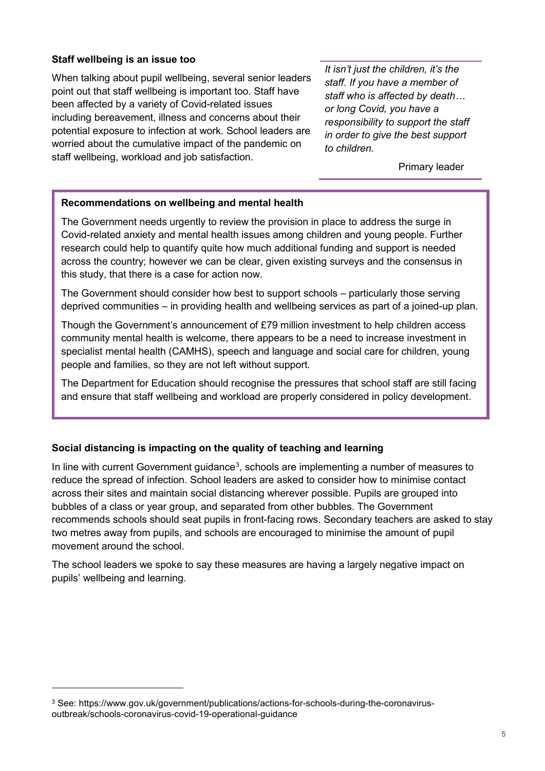### Staff wellbeing is an issue too

When talking about pupil wellbeing, several senior leaders point out that staff wellbeing is important too. Staff have been affected by a variety of Covid-related issues including bereavement, illness and concerns about their potential exposure to infection at work. School leaders are worried about the cumulative impact of the pandemic on staff wellbeing, workload and job satisfaction.

> *It isn't just the children, it's the staff. If you have a member of staff who is affected by death… or long Covid, you have a responsibility to support the staff in order to give the best support to children.*
>
> Primary leader

> **Recommendations on wellbeing and mental health**
>
> The Government needs urgently to review the provision in place to address the surge in Covid-related anxiety and mental health issues among children and young people. Further research could help to quantify quite how much additional funding and support is needed across the country; however we can be clear, given existing surveys and the consensus in this study, that there is a case for action now.
>
> The Government should consider how best to support schools – particularly those serving deprived communities – in providing health and wellbeing services as part of a joined-up plan.
>
> Though the Government's announcement of £79 million investment to help children access community mental health is welcome, there appears to be a need to increase investment in specialist mental health (CAMHS), speech and language and social care for children, young people and families, so they are not left without support.
>
> The Department for Education should recognise the pressures that school staff are still facing and ensure that staff wellbeing and workload are properly considered in policy development.

### Social distancing is impacting on the quality of teaching and learning

In line with current Government guidance[3], schools are implementing a number of measures to reduce the spread of infection. School leaders are asked to consider how to minimise contact across their sites and maintain social distancing wherever possible. Pupils are grouped into bubbles of a class or year group, and separated from other bubbles. The Government recommends schools should seat pupils in front-facing rows. Secondary teachers are asked to stay two metres away from pupils, and schools are encouraged to minimise the amount of pupil movement around the school.

The school leaders we spoke to say these measures are having a largely negative impact on pupils' wellbeing and learning.

---

[3] See: https://www.gov.uk/government/publications/actions-for-schools-during-the-coronavirus-outbreak/schools-coronavirus-covid-19-operational-guidance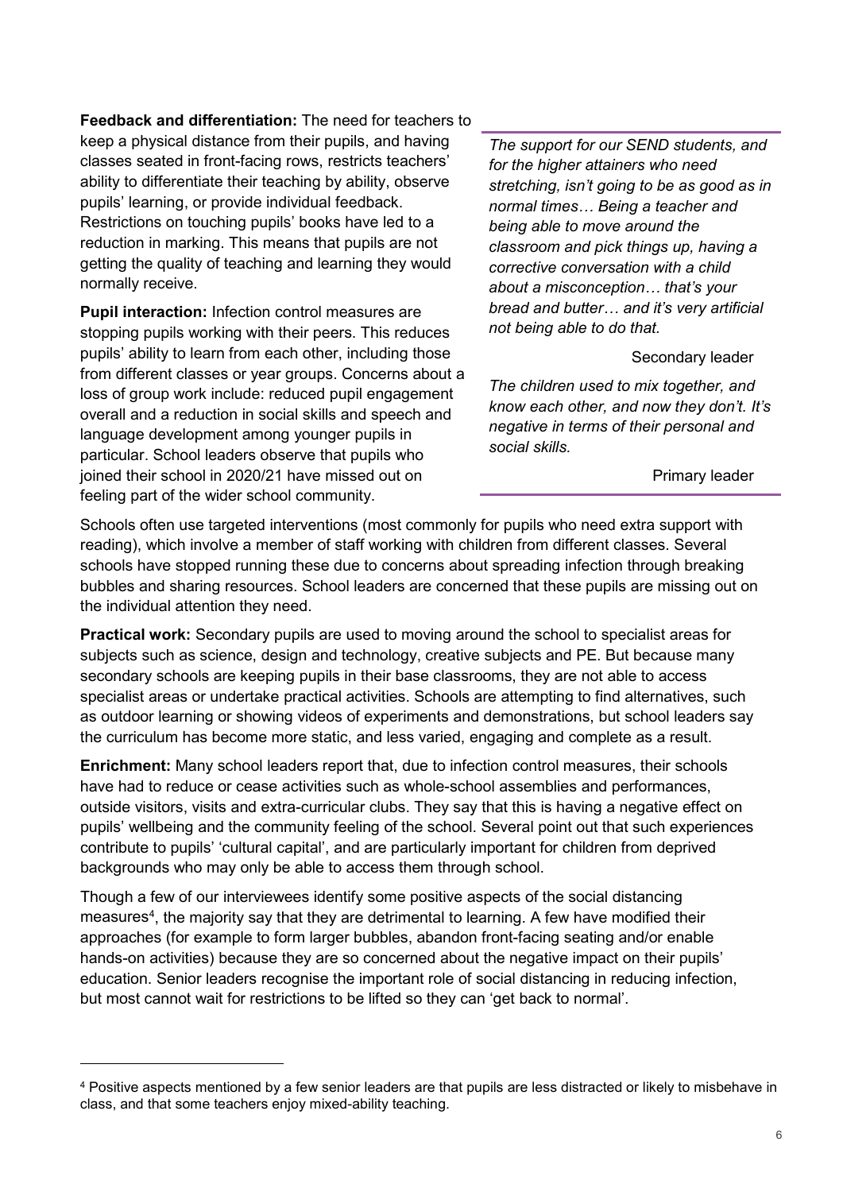**Feedback and differentiation:** The need for teachers to keep a physical distance from their pupils, and having classes seated in front-facing rows, restricts teachers' ability to differentiate their teaching by ability, observe pupils' learning, or provide individual feedback. Restrictions on touching pupils' books have led to a reduction in marking. This means that pupils are not getting the quality of teaching and learning they would normally receive.

**Pupil interaction:** Infection control measures are stopping pupils working with their peers. This reduces pupils' ability to learn from each other, including those from different classes or year groups. Concerns about a loss of group work include: reduced pupil engagement overall and a reduction in social skills and speech and language development among younger pupils in particular. School leaders observe that pupils who joined their school in 2020/21 have missed out on feeling part of the wider school community.

> *The support for our SEND students, and for the higher attainers who need stretching, isn't going to be as good as in normal times… Being a teacher and being able to move around the classroom and pick things up, having a corrective conversation with a child about a misconception… that's your bread and butter… and it's very artificial not being able to do that.*
>
> Secondary leader
>
> *The children used to mix together, and know each other, and now they don't. It's negative in terms of their personal and social skills.*
>
> Primary leader

Schools often use targeted interventions (most commonly for pupils who need extra support with reading), which involve a member of staff working with children from different classes. Several schools have stopped running these due to concerns about spreading infection through breaking bubbles and sharing resources. School leaders are concerned that these pupils are missing out on the individual attention they need.

**Practical work:** Secondary pupils are used to moving around the school to specialist areas for subjects such as science, design and technology, creative subjects and PE. But because many secondary schools are keeping pupils in their base classrooms, they are not able to access specialist areas or undertake practical activities. Schools are attempting to find alternatives, such as outdoor learning or showing videos of experiments and demonstrations, but school leaders say the curriculum has become more static, and less varied, engaging and complete as a result.

**Enrichment:** Many school leaders report that, due to infection control measures, their schools have had to reduce or cease activities such as whole-school assemblies and performances, outside visitors, visits and extra-curricular clubs. They say that this is having a negative effect on pupils' wellbeing and the community feeling of the school. Several point out that such experiences contribute to pupils' 'cultural capital', and are particularly important for children from deprived backgrounds who may only be able to access them through school.

Though a few of our interviewees identify some positive aspects of the social distancing measures[4], the majority say that they are detrimental to learning. A few have modified their approaches (for example to form larger bubbles, abandon front-facing seating and/or enable hands-on activities) because they are so concerned about the negative impact on their pupils' education. Senior leaders recognise the important role of social distancing in reducing infection, but most cannot wait for restrictions to be lifted so they can 'get back to normal'.

---

[4] Positive aspects mentioned by a few senior leaders are that pupils are less distracted or likely to misbehave in class, and that some teachers enjoy mixed-ability teaching.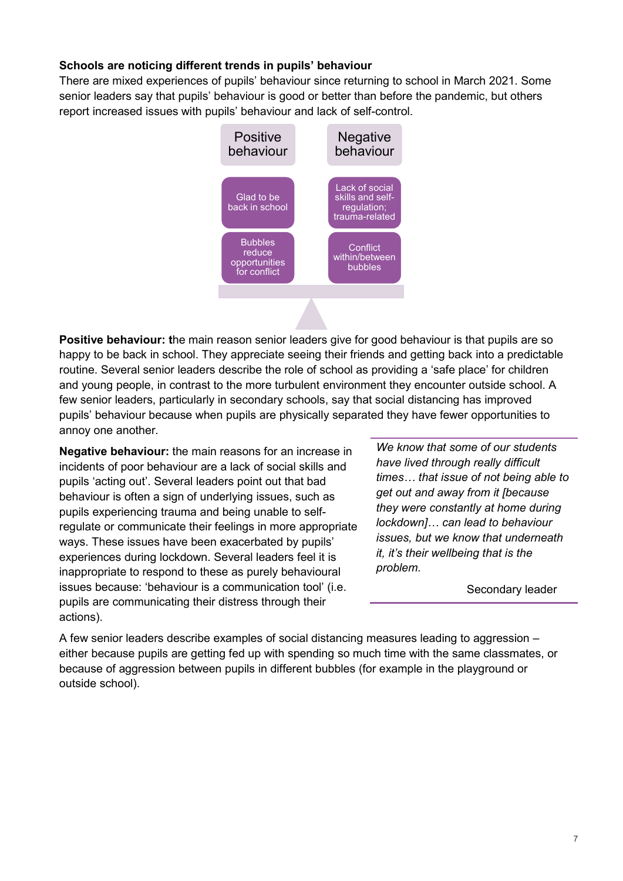**Schools are noticing different trends in pupils' behaviour**

There are mixed experiences of pupils' behaviour since returning to school in March 2021. Some senior leaders say that pupils' behaviour is good or better than before the pandemic, but others report increased issues with pupils' behaviour and lack of self-control.

| Positive behaviour | Negative behaviour |
|---|---|
| Glad to be back in school | Lack of social skills and self-regulation; trauma-related |
| Bubbles reduce opportunities for conflict | Conflict within/between bubbles |

**Positive behaviour:** the main reason senior leaders give for good behaviour is that pupils are so happy to be back in school. They appreciate seeing their friends and getting back into a predictable routine. Several senior leaders describe the role of school as providing a 'safe place' for children and young people, in contrast to the more turbulent environment they encounter outside school. A few senior leaders, particularly in secondary schools, say that social distancing has improved pupils' behaviour because when pupils are physically separated they have fewer opportunities to annoy one another.

**Negative behaviour:** the main reasons for an increase in incidents of poor behaviour are a lack of social skills and pupils 'acting out'. Several leaders point out that bad behaviour is often a sign of underlying issues, such as pupils experiencing trauma and being unable to self-regulate or communicate their feelings in more appropriate ways. These issues have been exacerbated by pupils' experiences during lockdown. Several leaders feel it is inappropriate to respond to these as purely behavioural issues because: 'behaviour is a communication tool' (i.e. pupils are communicating their distress through their actions).

> *We know that some of our students have lived through really difficult times… that issue of not being able to get out and away from it [because they were constantly at home during lockdown]… can lead to behaviour issues, but we know that underneath it, it's their wellbeing that is the problem.*
>
> Secondary leader

A few senior leaders describe examples of social distancing measures leading to aggression – either because pupils are getting fed up with spending so much time with the same classmates, or because of aggression between pupils in different bubbles (for example in the playground or outside school).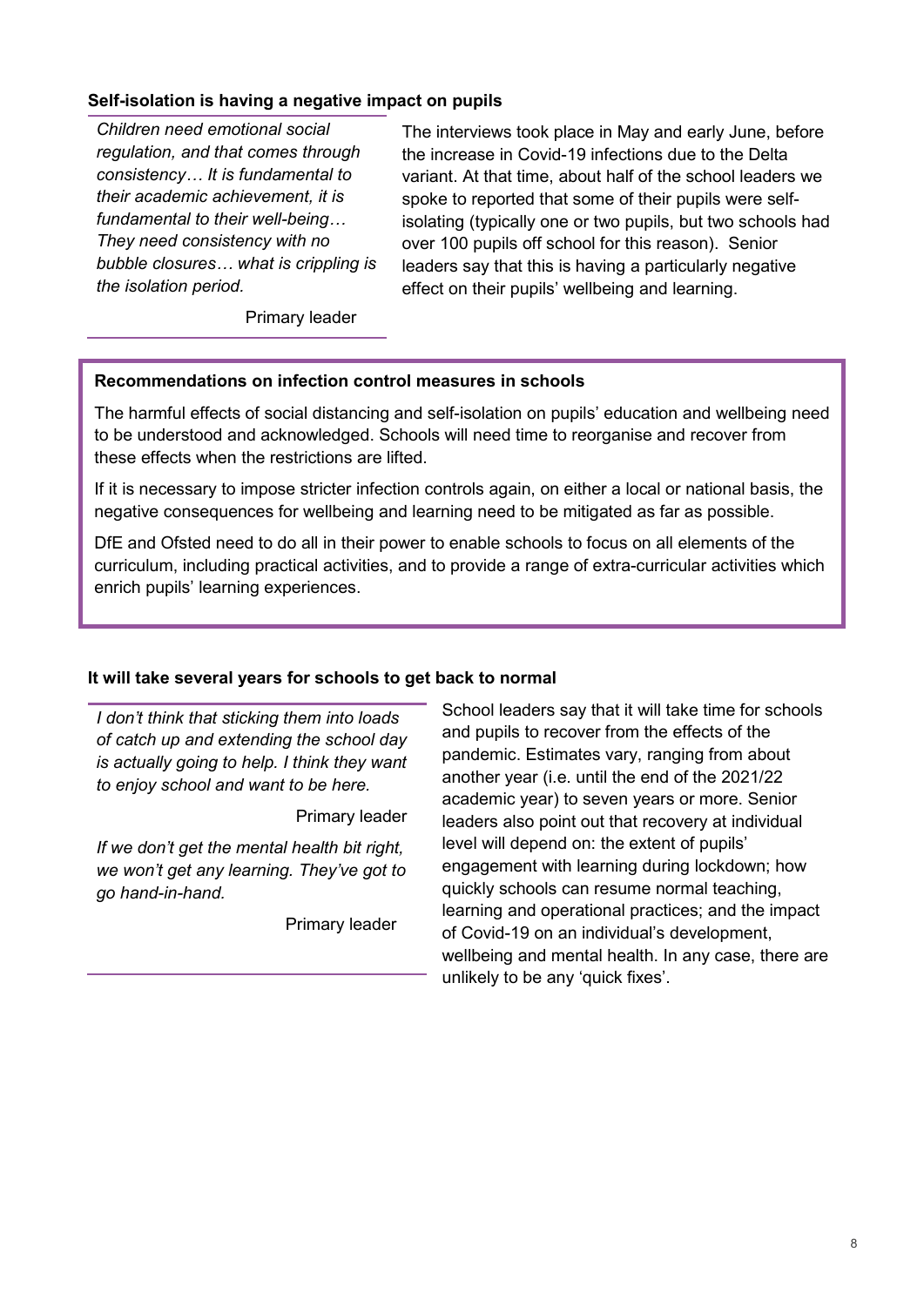### Self-isolation is having a negative impact on pupils

> *Children need emotional social regulation, and that comes through consistency… It is fundamental to their academic achievement, it is fundamental to their well-being… They need consistency with no bubble closures… what is crippling is the isolation period.*
>
> Primary leader

The interviews took place in May and early June, before the increase in Covid-19 infections due to the Delta variant. At that time, about half of the school leaders we spoke to reported that some of their pupils were self-isolating (typically one or two pupils, but two schools had over 100 pupils off school for this reason). Senior leaders say that this is having a particularly negative effect on their pupils' wellbeing and learning.

**Recommendations on infection control measures in schools**

The harmful effects of social distancing and self-isolation on pupils' education and wellbeing need to be understood and acknowledged. Schools will need time to reorganise and recover from these effects when the restrictions are lifted.

If it is necessary to impose stricter infection controls again, on either a local or national basis, the negative consequences for wellbeing and learning need to be mitigated as far as possible.

DfE and Ofsted need to do all in their power to enable schools to focus on all elements of the curriculum, including practical activities, and to provide a range of extra-curricular activities which enrich pupils' learning experiences.

### It will take several years for schools to get back to normal

> *I don't think that sticking them into loads of catch up and extending the school day is actually going to help. I think they want to enjoy school and want to be here.*
>
> Primary leader
>
> *If we don't get the mental health bit right, we won't get any learning. They've got to go hand-in-hand.*
>
> Primary leader

School leaders say that it will take time for schools and pupils to recover from the effects of the pandemic. Estimates vary, ranging from about another year (i.e. until the end of the 2021/22 academic year) to seven years or more. Senior leaders also point out that recovery at individual level will depend on: the extent of pupils' engagement with learning during lockdown; how quickly schools can resume normal teaching, learning and operational practices; and the impact of Covid-19 on an individual's development, wellbeing and mental health. In any case, there are unlikely to be any 'quick fixes'.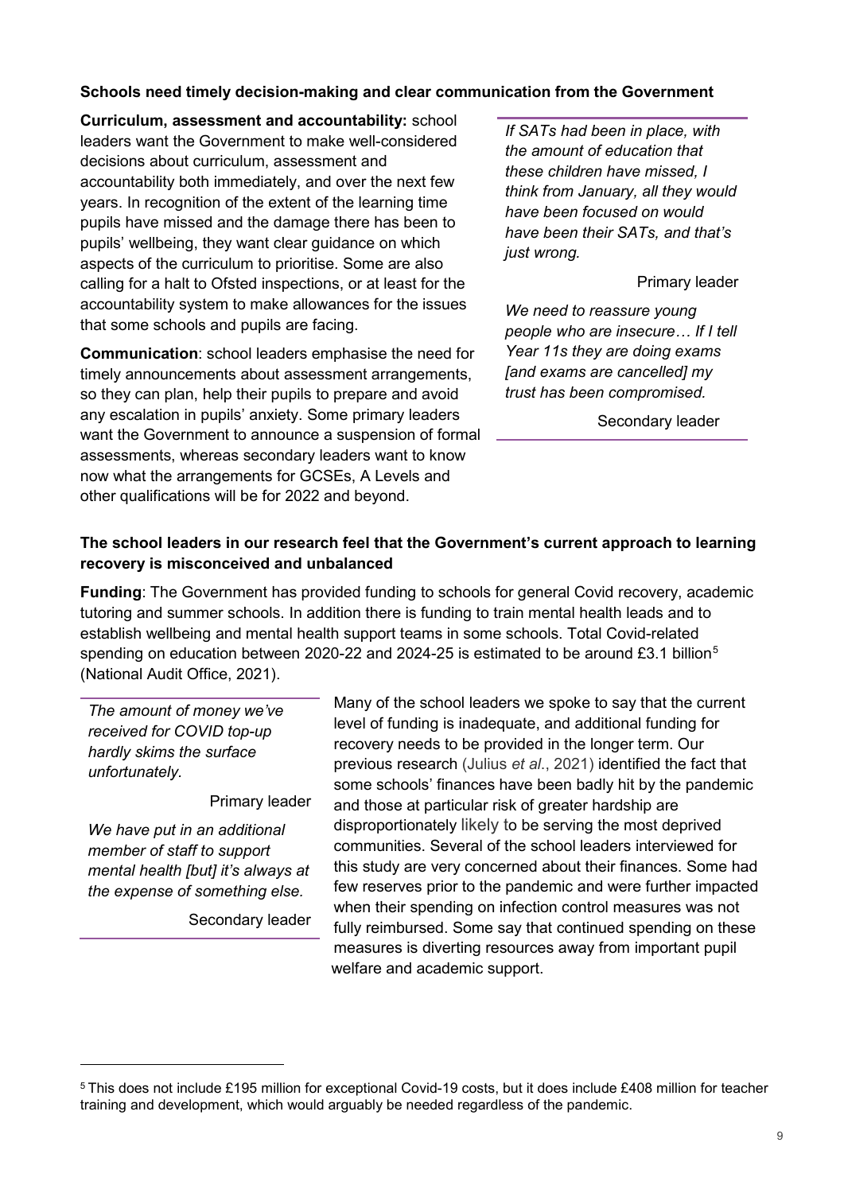**Schools need timely decision-making and clear communication from the Government**

**Curriculum, assessment and accountability:** school leaders want the Government to make well-considered decisions about curriculum, assessment and accountability both immediately, and over the next few years. In recognition of the extent of the learning time pupils have missed and the damage there has been to pupils' wellbeing, they want clear guidance on which aspects of the curriculum to prioritise. Some are also calling for a halt to Ofsted inspections, or at least for the accountability system to make allowances for the issues that some schools and pupils are facing.

**Communication**: school leaders emphasise the need for timely announcements about assessment arrangements, so they can plan, help their pupils to prepare and avoid any escalation in pupils' anxiety. Some primary leaders want the Government to announce a suspension of formal assessments, whereas secondary leaders want to know now what the arrangements for GCSEs, A Levels and other qualifications will be for 2022 and beyond.

> *If SATs had been in place, with the amount of education that these children have missed, I think from January, all they would have been focused on would have been their SATs, and that's just wrong.*
>
> Primary leader

> *We need to reassure young people who are insecure… If I tell Year 11s they are doing exams [and exams are cancelled] my trust has been compromised.*
>
> Secondary leader

**The school leaders in our research feel that the Government's current approach to learning recovery is misconceived and unbalanced**

**Funding**: The Government has provided funding to schools for general Covid recovery, academic tutoring and summer schools. In addition there is funding to train mental health leads and to establish wellbeing and mental health support teams in some schools. Total Covid-related spending on education between 2020-22 and 2024-25 is estimated to be around £3.1 billion[5] (National Audit Office, 2021).

Many of the school leaders we spoke to say that the current level of funding is inadequate, and additional funding for recovery needs to be provided in the longer term. Our previous research (Julius *et al*., 2021) identified the fact that some schools' finances have been badly hit by the pandemic and those at particular risk of greater hardship are disproportionately likely to be serving the most deprived communities. Several of the school leaders interviewed for this study are very concerned about their finances. Some had few reserves prior to the pandemic and were further impacted when their spending on infection control measures was not fully reimbursed. Some say that continued spending on these measures is diverting resources away from important pupil welfare and academic support.

> *The amount of money we've received for COVID top-up hardly skims the surface unfortunately.*
>
> Primary leader

> *We have put in an additional member of staff to support mental health [but] it's always at the expense of something else.*
>
> Secondary leader

[5] This does not include £195 million for exceptional Covid-19 costs, but it does include £408 million for teacher training and development, which would arguably be needed regardless of the pandemic.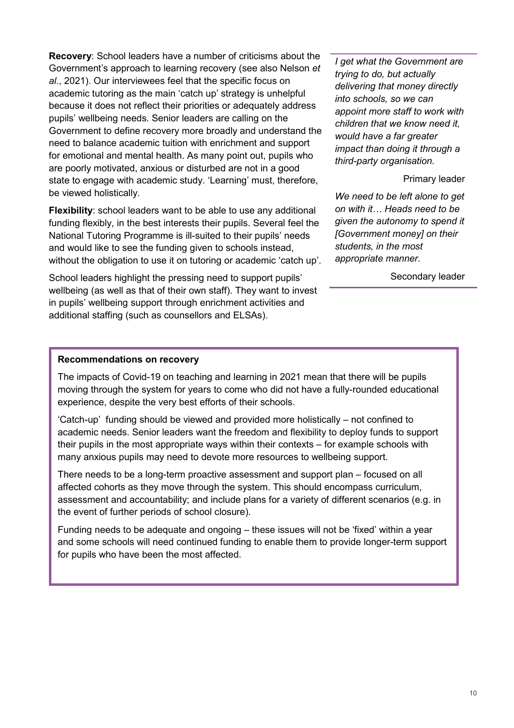**Recovery**: School leaders have a number of criticisms about the Government's approach to learning recovery (see also Nelson *et al*., 2021). Our interviewees feel that the specific focus on academic tutoring as the main 'catch up' strategy is unhelpful because it does not reflect their priorities or adequately address pupils' wellbeing needs. Senior leaders are calling on the Government to define recovery more broadly and understand the need to balance academic tuition with enrichment and support for emotional and mental health. As many point out, pupils who are poorly motivated, anxious or disturbed are not in a good state to engage with academic study. 'Learning' must, therefore, be viewed holistically.

**Flexibility**: school leaders want to be able to use any additional funding flexibly, in the best interests their pupils. Several feel the National Tutoring Programme is ill-suited to their pupils' needs and would like to see the funding given to schools instead, without the obligation to use it on tutoring or academic 'catch up'.

School leaders highlight the pressing need to support pupils' wellbeing (as well as that of their own staff). They want to invest in pupils' wellbeing support through enrichment activities and additional staffing (such as counsellors and ELSAs).

> *I get what the Government are trying to do, but actually delivering that money directly into schools, so we can appoint more staff to work with children that we know need it, would have a far greater impact than doing it through a third-party organisation.*
>
> Primary leader

> *We need to be left alone to get on with it… Heads need to be given the autonomy to spend it [Government money] on their students, in the most appropriate manner.*
>
> Secondary leader

**Recommendations on recovery**

The impacts of Covid-19 on teaching and learning in 2021 mean that there will be pupils moving through the system for years to come who did not have a fully-rounded educational experience, despite the very best efforts of their schools.

'Catch-up' funding should be viewed and provided more holistically – not confined to academic needs. Senior leaders want the freedom and flexibility to deploy funds to support their pupils in the most appropriate ways within their contexts – for example schools with many anxious pupils may need to devote more resources to wellbeing support.

There needs to be a long-term proactive assessment and support plan – focused on all affected cohorts as they move through the system. This should encompass curriculum, assessment and accountability; and include plans for a variety of different scenarios (e.g. in the event of further periods of school closure).

Funding needs to be adequate and ongoing – these issues will not be 'fixed' within a year and some schools will need continued funding to enable them to provide longer-term support for pupils who have been the most affected.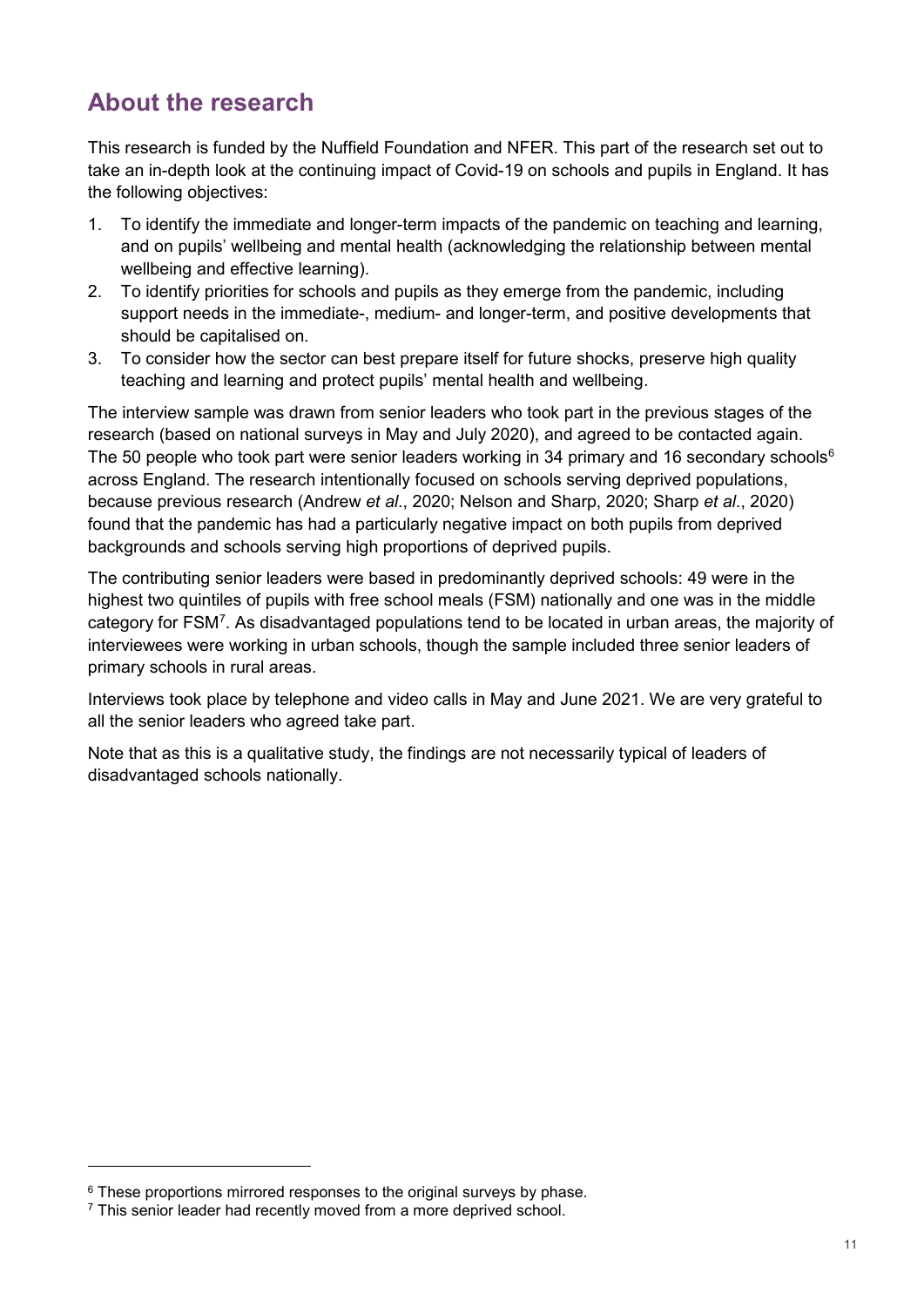## About the research

This research is funded by the Nuffield Foundation and NFER. This part of the research set out to take an in-depth look at the continuing impact of Covid-19 on schools and pupils in England. It has the following objectives:

1. To identify the immediate and longer-term impacts of the pandemic on teaching and learning, and on pupils' wellbeing and mental health (acknowledging the relationship between mental wellbeing and effective learning).
2. To identify priorities for schools and pupils as they emerge from the pandemic, including support needs in the immediate-, medium- and longer-term, and positive developments that should be capitalised on.
3. To consider how the sector can best prepare itself for future shocks, preserve high quality teaching and learning and protect pupils' mental health and wellbeing.

The interview sample was drawn from senior leaders who took part in the previous stages of the research (based on national surveys in May and July 2020), and agreed to be contacted again. The 50 people who took part were senior leaders working in 34 primary and 16 secondary schools[6] across England. The research intentionally focused on schools serving deprived populations, because previous research (Andrew *et al*., 2020; Nelson and Sharp, 2020; Sharp *et al*., 2020) found that the pandemic has had a particularly negative impact on both pupils from deprived backgrounds and schools serving high proportions of deprived pupils.

The contributing senior leaders were based in predominantly deprived schools: 49 were in the highest two quintiles of pupils with free school meals (FSM) nationally and one was in the middle category for FSM[7]. As disadvantaged populations tend to be located in urban areas, the majority of interviewees were working in urban schools, though the sample included three senior leaders of primary schools in rural areas.

Interviews took place by telephone and video calls in May and June 2021. We are very grateful to all the senior leaders who agreed take part.

Note that as this is a qualitative study, the findings are not necessarily typical of leaders of disadvantaged schools nationally.

---

[6] These proportions mirrored responses to the original surveys by phase.

[7] This senior leader had recently moved from a more deprived school.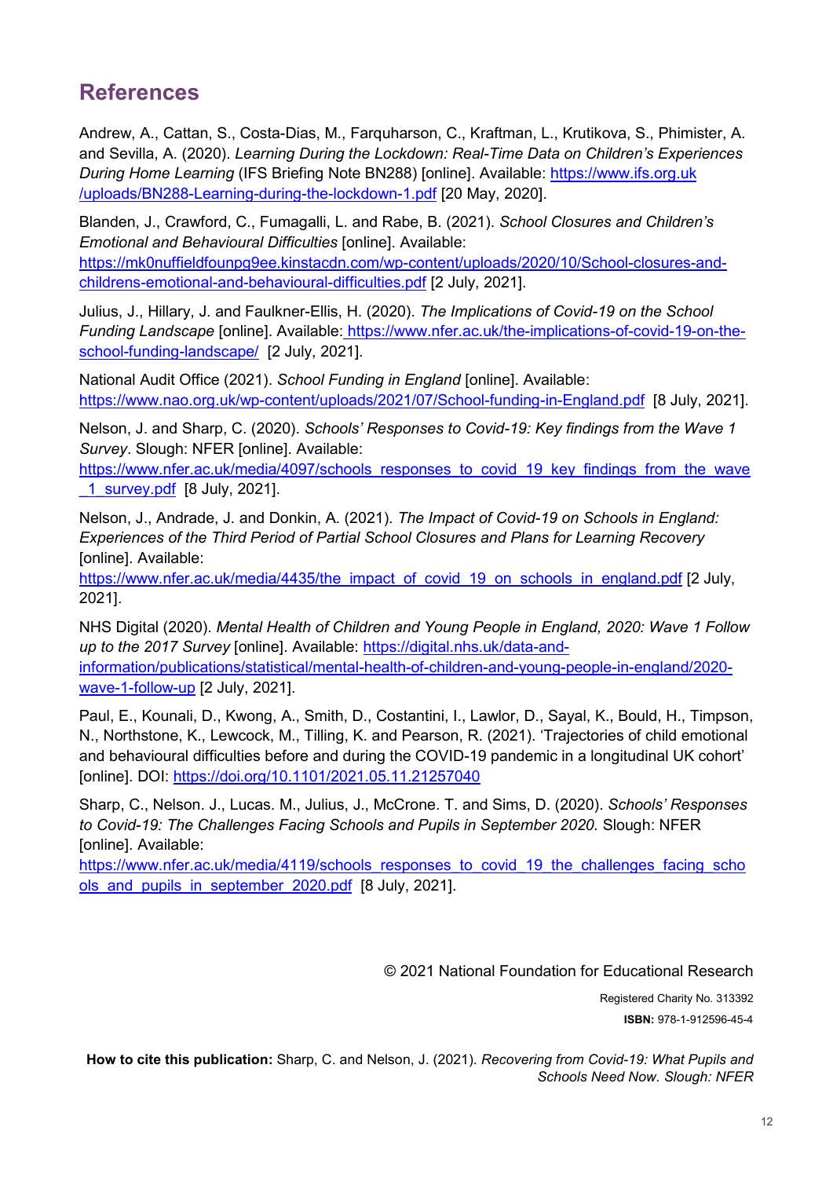## References

Andrew, A., Cattan, S., Costa-Dias, M., Farquharson, C., Kraftman, L., Krutikova, S., Phimister, A. and Sevilla, A. (2020). *Learning During the Lockdown: Real-Time Data on Children's Experiences During Home Learning* (IFS Briefing Note BN288) [online]. Available: https://www.ifs.org.uk /uploads/BN288-Learning-during-the-lockdown-1.pdf [20 May, 2020].

Blanden, J., Crawford, C., Fumagalli, L. and Rabe, B. (2021). *School Closures and Children's Emotional and Behavioural Difficulties* [online]. Available: https://mk0nuffieldfounpg9ee.kinstacdn.com/wp-content/uploads/2020/10/School-closures-and-childrens-emotional-and-behavioural-difficulties.pdf [2 July, 2021].

Julius, J., Hillary, J. and Faulkner-Ellis, H. (2020). *The Implications of Covid-19 on the School Funding Landscape* [online]. Available: https://www.nfer.ac.uk/the-implications-of-covid-19-on-the-school-funding-landscape/ [2 July, 2021].

National Audit Office (2021). *School Funding in England* [online]. Available: https://www.nao.org.uk/wp-content/uploads/2021/07/School-funding-in-England.pdf [8 July, 2021].

Nelson, J. and Sharp, C. (2020). *Schools' Responses to Covid-19: Key findings from the Wave 1 Survey*. Slough: NFER [online]. Available: https://www.nfer.ac.uk/media/4097/schools_responses_to_covid_19_key_findings_from_the_wave_1_survey.pdf [8 July, 2021].

Nelson, J., Andrade, J. and Donkin, A. (2021). *The Impact of Covid-19 on Schools in England: Experiences of the Third Period of Partial School Closures and Plans for Learning Recovery* [online]. Available: https://www.nfer.ac.uk/media/4435/the_impact_of_covid_19_on_schools_in_england.pdf [2 July, 2021].

NHS Digital (2020). *Mental Health of Children and Young People in England, 2020: Wave 1 Follow up to the 2017 Survey* [online]. Available: https://digital.nhs.uk/data-and-information/publications/statistical/mental-health-of-children-and-young-people-in-england/2020-wave-1-follow-up [2 July, 2021].

Paul, E., Kounali, D., Kwong, A., Smith, D., Costantini, I., Lawlor, D., Sayal, K., Bould, H., Timpson, N., Northstone, K., Lewcock, M., Tilling, K. and Pearson, R. (2021). 'Trajectories of child emotional and behavioural difficulties before and during the COVID-19 pandemic in a longitudinal UK cohort' [online]. DOI: https://doi.org/10.1101/2021.05.11.21257040

Sharp, C., Nelson. J., Lucas. M., Julius, J., McCrone. T. and Sims, D. (2020). *Schools' Responses to Covid-19: The Challenges Facing Schools and Pupils in September 2020.* Slough: NFER [online]. Available: https://www.nfer.ac.uk/media/4119/schools_responses_to_covid_19_the_challenges_facing_schools_and_pupils_in_september_2020.pdf [8 July, 2021].

© 2021 National Foundation for Educational Research

Registered Charity No. 313392

**ISBN:** 978-1-912596-45-4

**How to cite this publication:** Sharp, C. and Nelson, J. (2021). *Recovering from Covid-19: What Pupils and Schools Need Now. Slough: NFER*